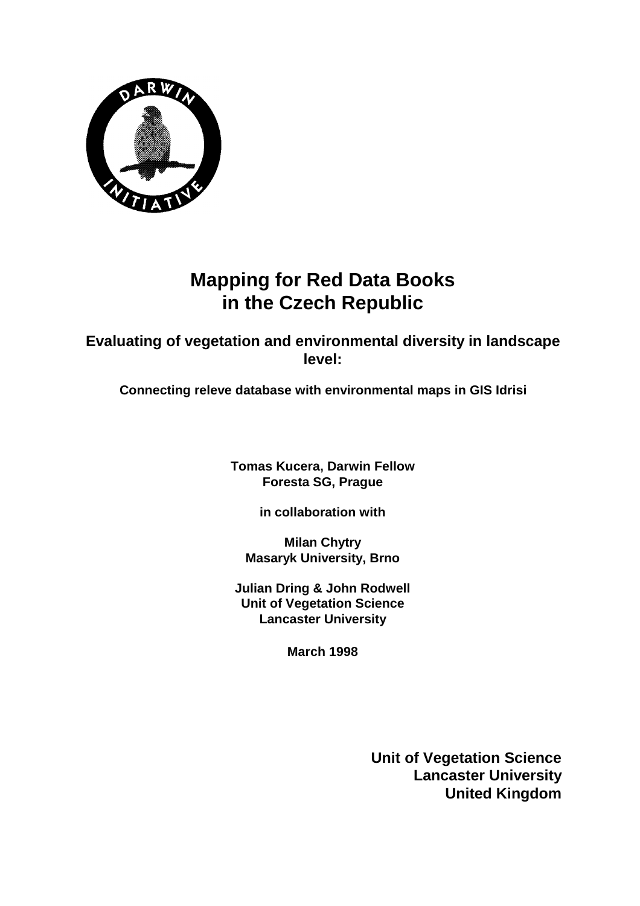# Mapping for Red Data Books in the Czech Republic

## Evaluating of vegetation and environmental diversity in landscape level:

### Connecting releve database with environmental maps in GIS Idrisi

**Tomas Kucera, Darwin Fellow**
**Foresta SG, Prague**

**in collaboration with**

**Milan Chytry**
**Masaryk University, Brno**

**Julian Dring & John Rodwell**
**Unit of Vegetation Science**
**Lancaster University**

**March 1998**

**Unit of Vegetation Science**
**Lancaster University**
**United Kingdom**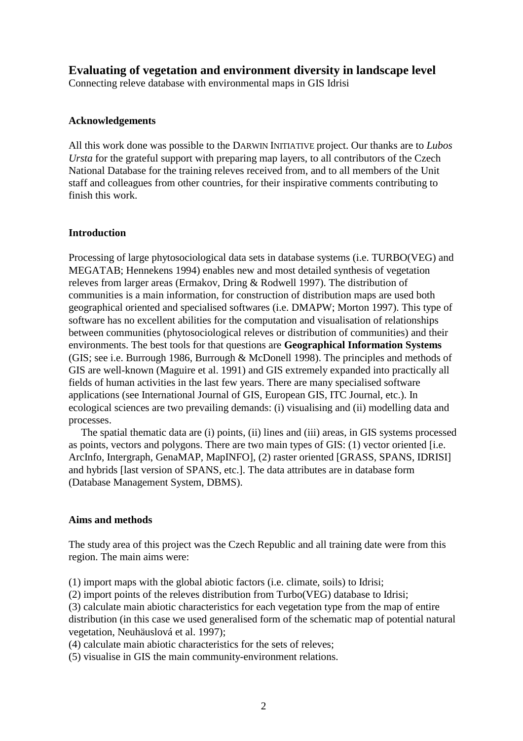# Evaluating of vegetation and environment diversity in landscape level

Connecting releve database with environmental maps in GIS Idrisi

### Acknowledgements

All this work done was possible to the DARWIN INITIATIVE project. Our thanks are to *Lubos Ursta* for the grateful support with preparing map layers, to all contributors of the Czech National Database for the training releves received from, and to all members of the Unit staff and colleagues from other countries, for their inspirative comments contributing to finish this work.

### Introduction

Processing of large phytosociological data sets in database systems (i.e. TURBO(VEG) and MEGATAB; Hennekens 1994) enables new and most detailed synthesis of vegetation releves from larger areas (Ermakov, Dring & Rodwell 1997). The distribution of communities is a main information, for construction of distribution maps are used both geographical oriented and specialised softwares (i.e. DMAPW; Morton 1997). This type of software has no excellent abilities for the computation and visualisation of relationships between communities (phytosociological releves or distribution of communities) and their environments. The best tools for that questions are **Geographical Information Systems** (GIS; see i.e. Burrough 1986, Burrough & McDonell 1998). The principles and methods of GIS are well-known (Maguire et al. 1991) and GIS extremely expanded into practically all fields of human activities in the last few years. There are many specialised software applications (see International Journal of GIS, European GIS, ITC Journal, etc.). In ecological sciences are two prevailing demands: (i) visualising and (ii) modelling data and processes.

The spatial thematic data are (i) points, (ii) lines and (iii) areas, in GIS systems processed as points, vectors and polygons. There are two main types of GIS: (1) vector oriented [i.e. ArcInfo, Intergraph, GenaMAP, MapINFO], (2) raster oriented [GRASS, SPANS, IDRISI] and hybrids [last version of SPANS, etc.]. The data attributes are in database form (Database Management System, DBMS).

### Aims and methods

The study area of this project was the Czech Republic and all training date were from this region. The main aims were:

(1) import maps with the global abiotic factors (i.e. climate, soils) to Idrisi;
(2) import points of the releves distribution from Turbo(VEG) database to Idrisi;
(3) calculate main abiotic characteristics for each vegetation type from the map of entire distribution (in this case we used generalised form of the schematic map of potential natural vegetation, Neuhäuslová et al. 1997);
(4) calculate main abiotic characteristics for the sets of releves;
(5) visualise in GIS the main community-environment relations.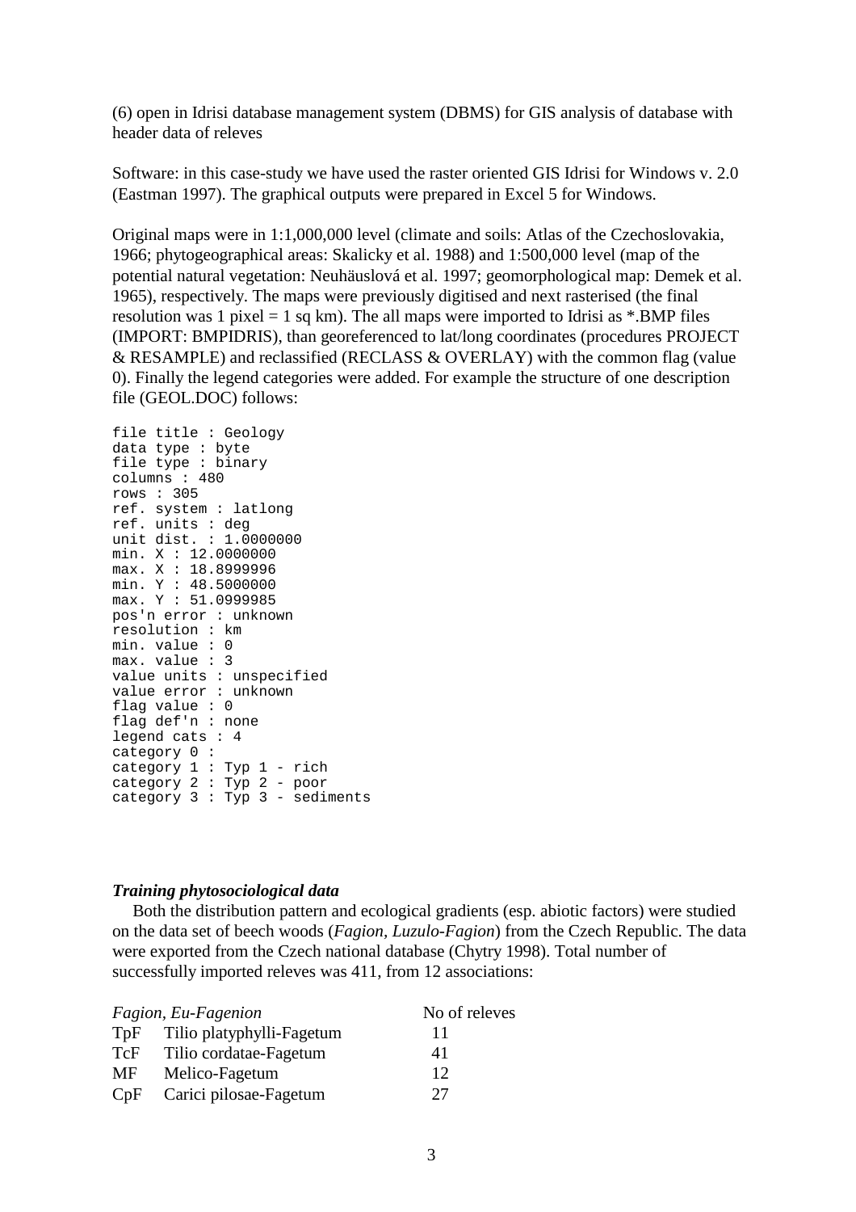(6) open in Idrisi database management system (DBMS) for GIS analysis of database with header data of releves

Software: in this case-study we have used the raster oriented GIS Idrisi for Windows v. 2.0 (Eastman 1997). The graphical outputs were prepared in Excel 5 for Windows.

Original maps were in 1:1,000,000 level (climate and soils: Atlas of the Czechoslovakia, 1966; phytogeographical areas: Skalicky et al. 1988) and 1:500,000 level (map of the potential natural vegetation: Neuhäuslová et al. 1997; geomorphological map: Demek et al. 1965), respectively. The maps were previously digitised and next rasterised (the final resolution was 1 pixel = 1 sq km). The all maps were imported to Idrisi as *.BMP files (IMPORT: BMPIDRIS), than georeferenced to lat/long coordinates (procedures PROJECT & RESAMPLE) and reclassified (RECLASS & OVERLAY) with the common flag (value 0). Finally the legend categories were added. For example the structure of one description file (GEOL.DOC) follows:

```
file title : Geology
data type : byte
file type : binary
columns : 480
rows : 305
ref. system : latlong
ref. units : deg
unit dist. : 1.0000000
min. X : 12.0000000
max. X : 18.8999996
min. Y : 48.5000000
max. Y : 51.0999985
pos'n error : unknown
resolution : km
min. value : 0
max. value : 3
value units : unspecified
value error : unknown
flag value : 0
flag def'n : none
legend cats : 4
category 0 :
category 1 : Typ 1 - rich
category 2 : Typ 2 - poor
category 3 : Typ 3 - sediments
```

### *Training phytosociological data*

Both the distribution pattern and ecological gradients (esp. abiotic factors) were studied on the data set of beech woods (*Fagion, Luzulo-Fagion*) from the Czech Republic. The data were exported from the Czech national database (Chytry 1998). Total number of successfully imported releves was 411, from 12 associations:

| *Fagion, Eu-Fagenion* | | No of releves |
|---|---|---|
| TpF | Tilio platyphylli-Fagetum | 11 |
| TcF | Tilio cordatae-Fagetum | 41 |
| MF | Melico-Fagetum | 12 |
| CpF | Carici pilosae-Fagetum | 27 |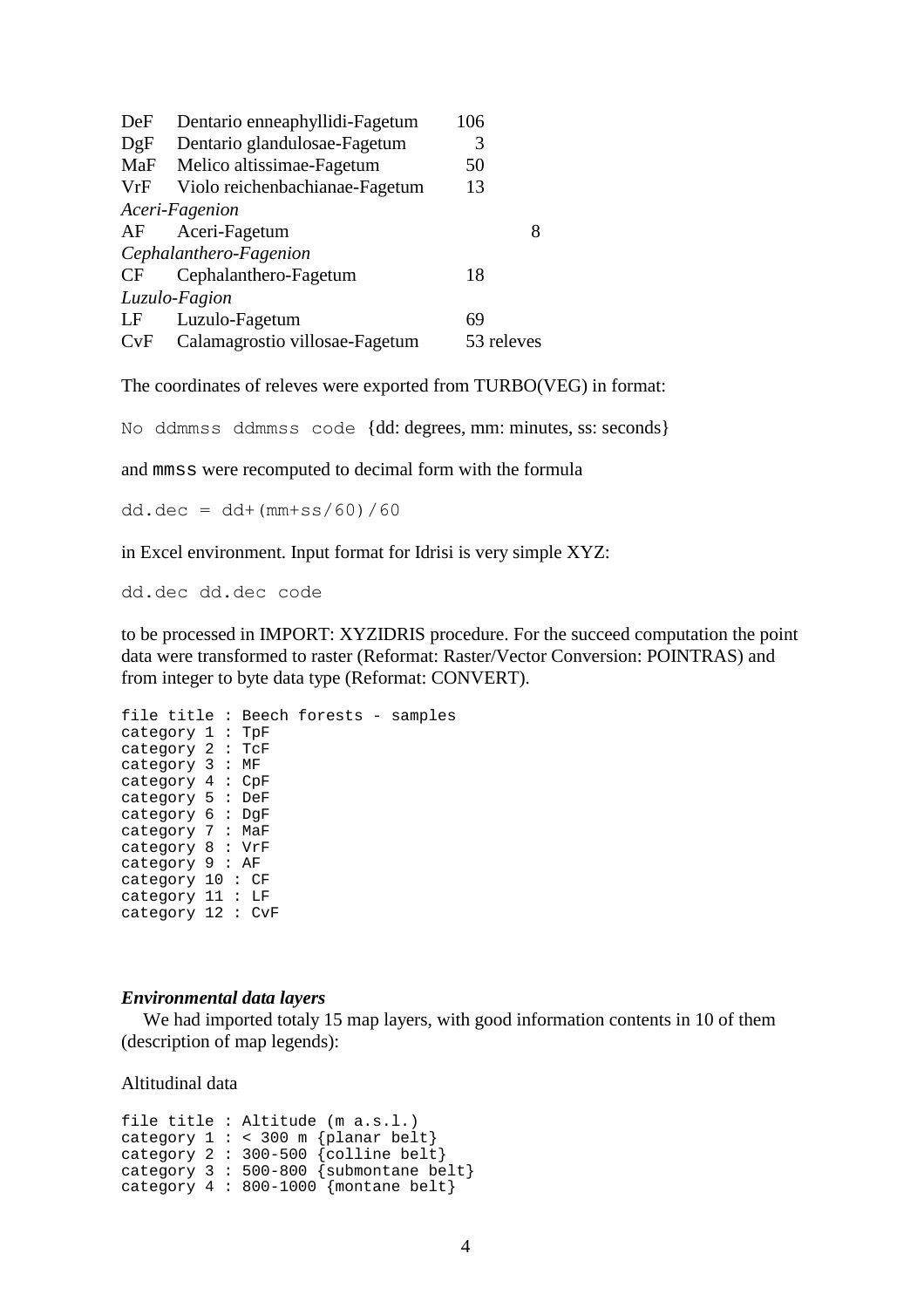| | | |
|---|---|---|
| DeF | Dentario enneaphyllidi-Fagetum | 106 |
| DgF | Dentario glandulosae-Fagetum | 3 |
| MaF | Melico altissimae-Fagetum | 50 |
| VrF | Violo reichenbachianae-Fagetum | 13 |
| *Aceri-Fagenion* | | |
| AF | Aceri-Fagetum | 8 |
| *Cephalanthero-Fagenion* | | |
| CF | Cephalanthero-Fagetum | 18 |
| *Luzulo-Fagion* | | |
| LF | Luzulo-Fagetum | 69 |
| CvF | Calamagrostio villosae-Fagetum | 53 releves |

The coordinates of releves were exported from TURBO(VEG) in format:

`No ddmmss ddmmss code` {dd: degrees, mm: minutes, ss: seconds}

and `mmss` were recomputed to decimal form with the formula

`dd.dec = dd+(mm+ss/60)/60`

in Excel environment. Input format for Idrisi is very simple XYZ:

`dd.dec dd.dec code`

to be processed in IMPORT: XYZIDRIS procedure. For the succeed computation the point data were transformed to raster (Reformat: Raster/Vector Conversion: POINTRAS) and from integer to byte data type (Reformat: CONVERT).

```
file title : Beech forests - samples
category 1 : TpF
category 2 : TcF
category 3 : MF
category 4 : CpF
category 5 : DeF
category 6 : DgF
category 7 : MaF
category 8 : VrF
category 9 : AF
category 10 : CF
category 11 : LF
category 12 : CvF
```

### *Environmental data layers*

We had imported totaly 15 map layers, with good information contents in 10 of them (description of map legends):

Altitudinal data

```
file title : Altitude (m a.s.l.)
category 1 : < 300 m {planar belt}
category 2 : 300-500 {colline belt}
category 3 : 500-800 {submontane belt}
category 4 : 800-1000 {montane belt}
```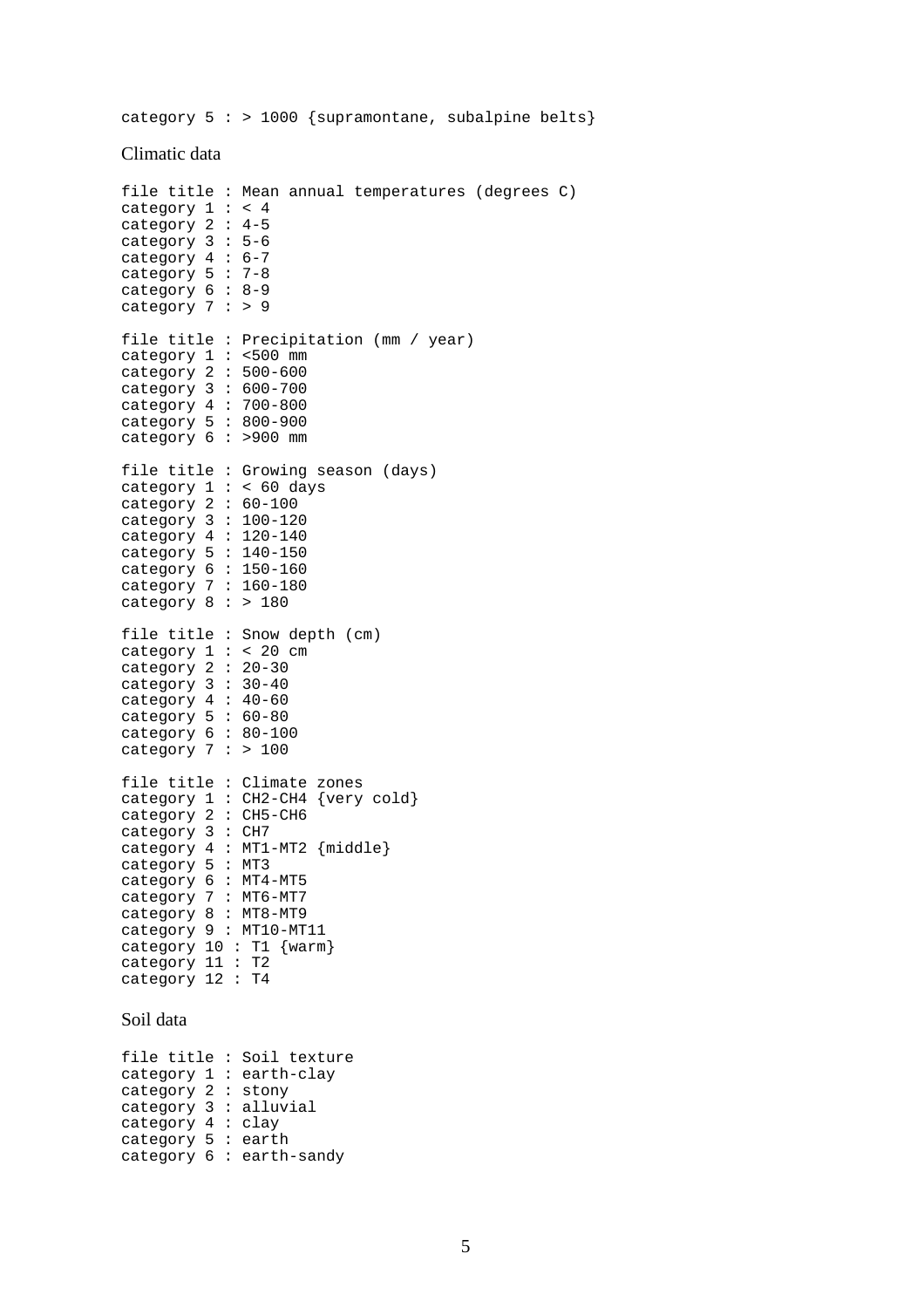```
category 5 : > 1000 {supramontane, subalpine belts}
```

Climatic data

```
file title : Mean annual temperatures (degrees C)
category 1 : < 4
category 2 : 4-5
category 3 : 5-6
category 4 : 6-7
category 5 : 7-8
category 6 : 8-9
category 7 : > 9

file title : Precipitation (mm / year)
category 1 : <500 mm
category 2 : 500-600
category 3 : 600-700
category 4 : 700-800
category 5 : 800-900
category 6 : >900 mm

file title : Growing season (days)
category 1 : < 60 days
category 2 : 60-100
category 3 : 100-120
category 4 : 120-140
category 5 : 140-150
category 6 : 150-160
category 7 : 160-180
category 8 : > 180

file title : Snow depth (cm)
category 1 : < 20 cm
category 2 : 20-30
category 3 : 30-40
category 4 : 40-60
category 5 : 60-80
category 6 : 80-100
category 7 : > 100

file title : Climate zones
category 1 : CH2-CH4 {very cold}
category 2 : CH5-CH6
category 3 : CH7
category 4 : MT1-MT2 {middle}
category 5 : MT3
category 6 : MT4-MT5
category 7 : MT6-MT7
category 8 : MT8-MT9
category 9 : MT10-MT11
category 10 : T1 {warm}
category 11 : T2
category 12 : T4
```

Soil data

```
file title : Soil texture
category 1 : earth-clay
category 2 : stony
category 3 : alluvial
category 4 : clay
category 5 : earth
category 6 : earth-sandy
```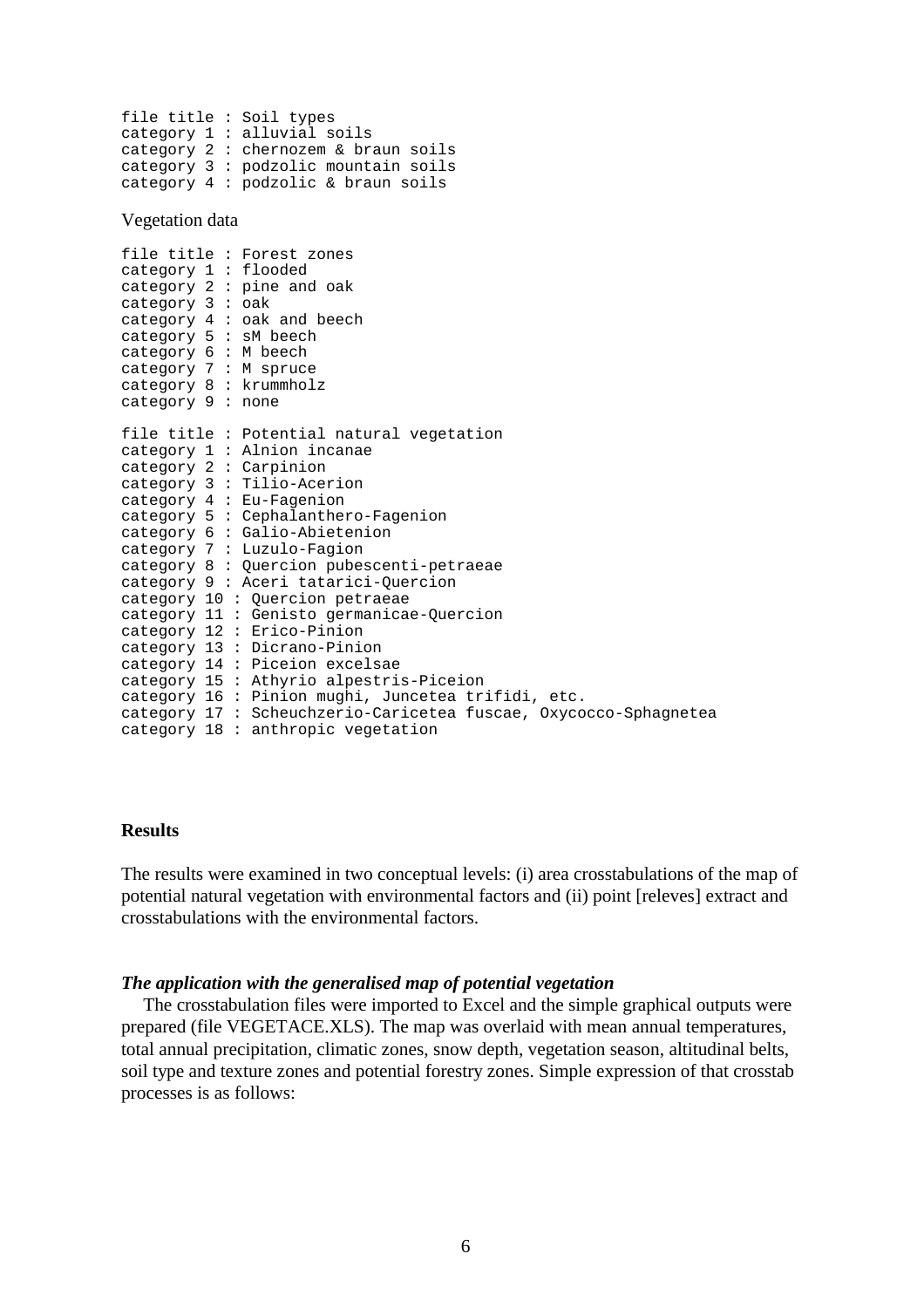```
file title : Soil types
category 1 : alluvial soils
category 2 : chernozem & braun soils
category 3 : podzolic mountain soils
category 4 : podzolic & braun soils
```

Vegetation data

```
file title : Forest zones
category 1 : flooded
category 2 : pine and oak
category 3 : oak
category 4 : oak and beech
category 5 : sM beech
category 6 : M beech
category 7 : M spruce
category 8 : krummholz
category 9 : none

file title : Potential natural vegetation
category 1 : Alnion incanae
category 2 : Carpinion
category 3 : Tilio-Acerion
category 4 : Eu-Fagenion
category 5 : Cephalanthero-Fagenion
category 6 : Galio-Abietenion
category 7 : Luzulo-Fagion
category 8 : Quercion pubescenti-petraeae
category 9 : Aceri tatarici-Quercion
category 10 : Quercion petraeae
category 11 : Genisto germanicae-Quercion
category 12 : Erico-Pinion
category 13 : Dicrano-Pinion
category 14 : Piceion excelsae
category 15 : Athyrio alpestris-Piceion
category 16 : Pinion mughi, Juncetea trifidi, etc.
category 17 : Scheuchzerio-Caricetea fuscae, Oxycocco-Sphagnetea
category 18 : anthropic vegetation
```

## Results

The results were examined in two conceptual levels: (i) area crosstabulations of the map of potential natural vegetation with environmental factors and (ii) point [releves] extract and crosstabulations with the environmental factors.

### *The application with the generalised map of potential vegetation*

The crosstabulation files were imported to Excel and the simple graphical outputs were prepared (file VEGETACE.XLS). The map was overlaid with mean annual temperatures, total annual precipitation, climatic zones, snow depth, vegetation season, altitudinal belts, soil type and texture zones and potential forestry zones. Simple expression of that crosstab processes is as follows: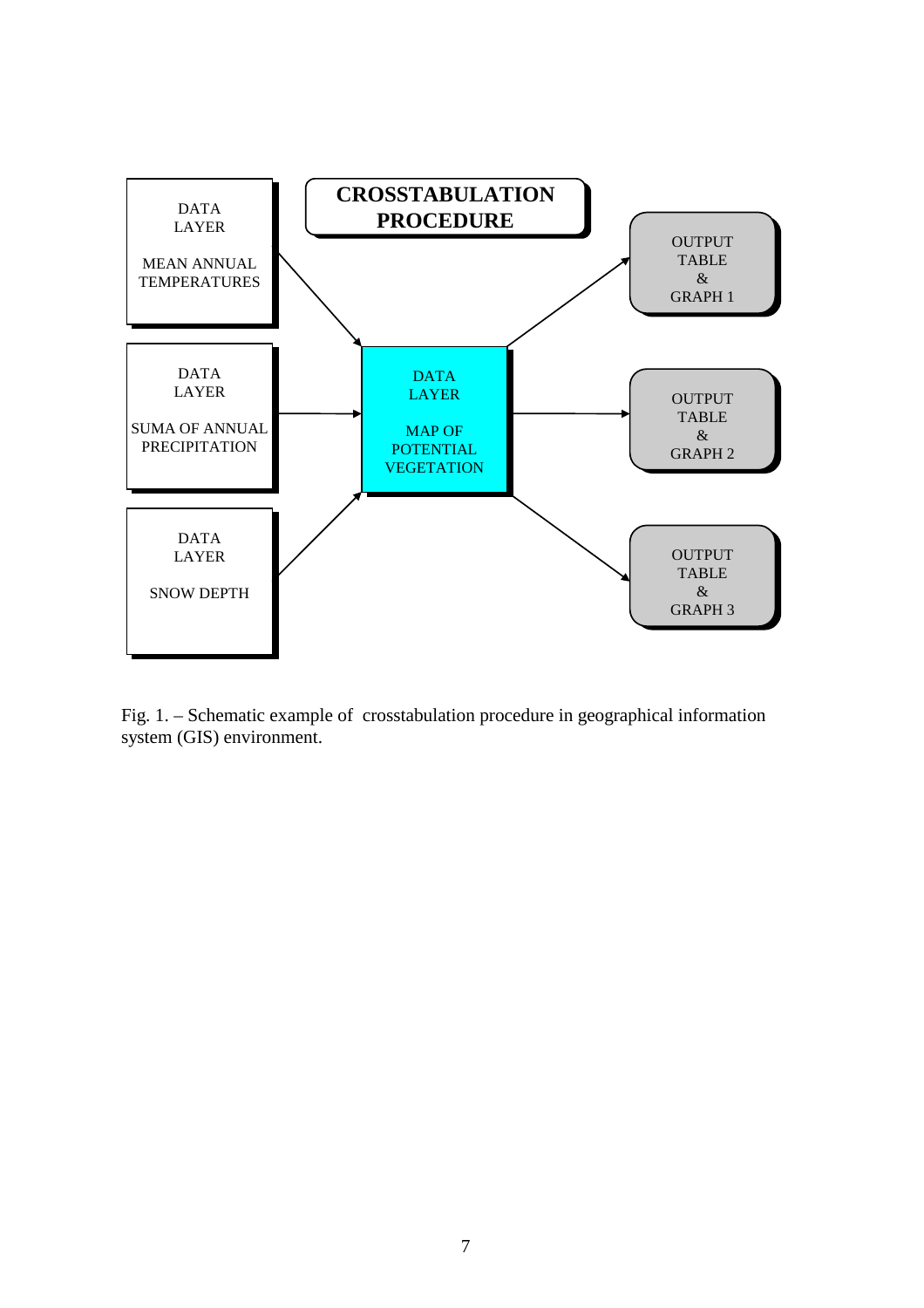**CROSSTABULATION PROCEDURE**

DATA LAYER

MEAN ANNUAL TEMPERATURES

DATA LAYER

SUMA OF ANNUAL PRECIPITATION

DATA LAYER

SNOW DEPTH

DATA LAYER

MAP OF POTENTIAL VEGETATION

OUTPUT TABLE & GRAPH 1

OUTPUT TABLE & GRAPH 2

OUTPUT TABLE & GRAPH 3

Fig. 1. – Schematic example of crosstabulation procedure in geographical information system (GIS) environment.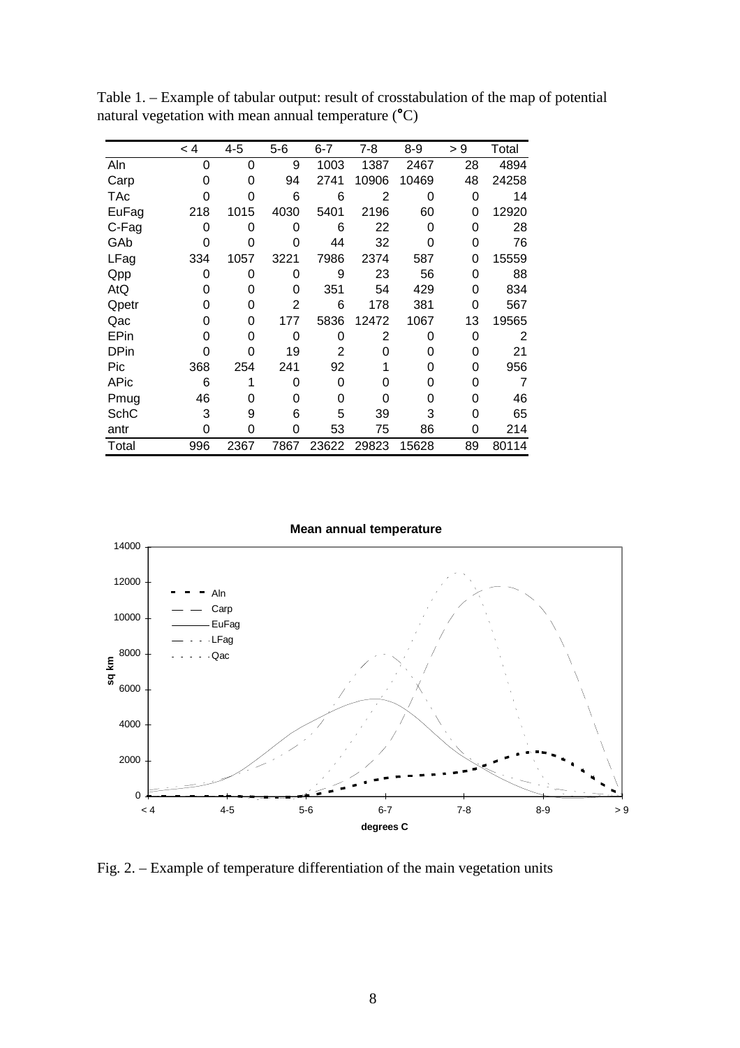Table 1. – Example of tabular output: result of crosstabulation of the map of potential natural vegetation with mean annual temperature (°C)

| | < 4 | 4-5 | 5-6 | 6-7 | 7-8 | 8-9 | > 9 | Total |
|---|---|---|---|---|---|---|---|---|
| Aln | 0 | 0 | 9 | 1003 | 1387 | 2467 | 28 | 4894 |
| Carp | 0 | 0 | 94 | 2741 | 10906 | 10469 | 48 | 24258 |
| TAc | 0 | 0 | 6 | 6 | 2 | 0 | 0 | 14 |
| EuFag | 218 | 1015 | 4030 | 5401 | 2196 | 60 | 0 | 12920 |
| C-Fag | 0 | 0 | 0 | 6 | 22 | 0 | 0 | 28 |
| GAb | 0 | 0 | 0 | 44 | 32 | 0 | 0 | 76 |
| LFag | 334 | 1057 | 3221 | 7986 | 2374 | 587 | 0 | 15559 |
| Qpp | 0 | 0 | 0 | 9 | 23 | 56 | 0 | 88 |
| AtQ | 0 | 0 | 0 | 351 | 54 | 429 | 0 | 834 |
| Qpetr | 0 | 0 | 2 | 6 | 178 | 381 | 0 | 567 |
| Qac | 0 | 0 | 177 | 5836 | 12472 | 1067 | 13 | 19565 |
| EPin | 0 | 0 | 0 | 0 | 2 | 0 | 0 | 2 |
| DPin | 0 | 0 | 19 | 2 | 0 | 0 | 0 | 21 |
| Pic | 368 | 254 | 241 | 92 | 1 | 0 | 0 | 956 |
| APic | 6 | 1 | 0 | 0 | 0 | 0 | 0 | 7 |
| Pmug | 46 | 0 | 0 | 0 | 0 | 0 | 0 | 46 |
| SchC | 3 | 9 | 6 | 5 | 39 | 3 | 0 | 65 |
| antr | 0 | 0 | 0 | 53 | 75 | 86 | 0 | 214 |
| Total | 996 | 2367 | 7867 | 23622 | 29823 | 15628 | 89 | 80114 |

Fig. 2. – Example of temperature differentiation of the main vegetation units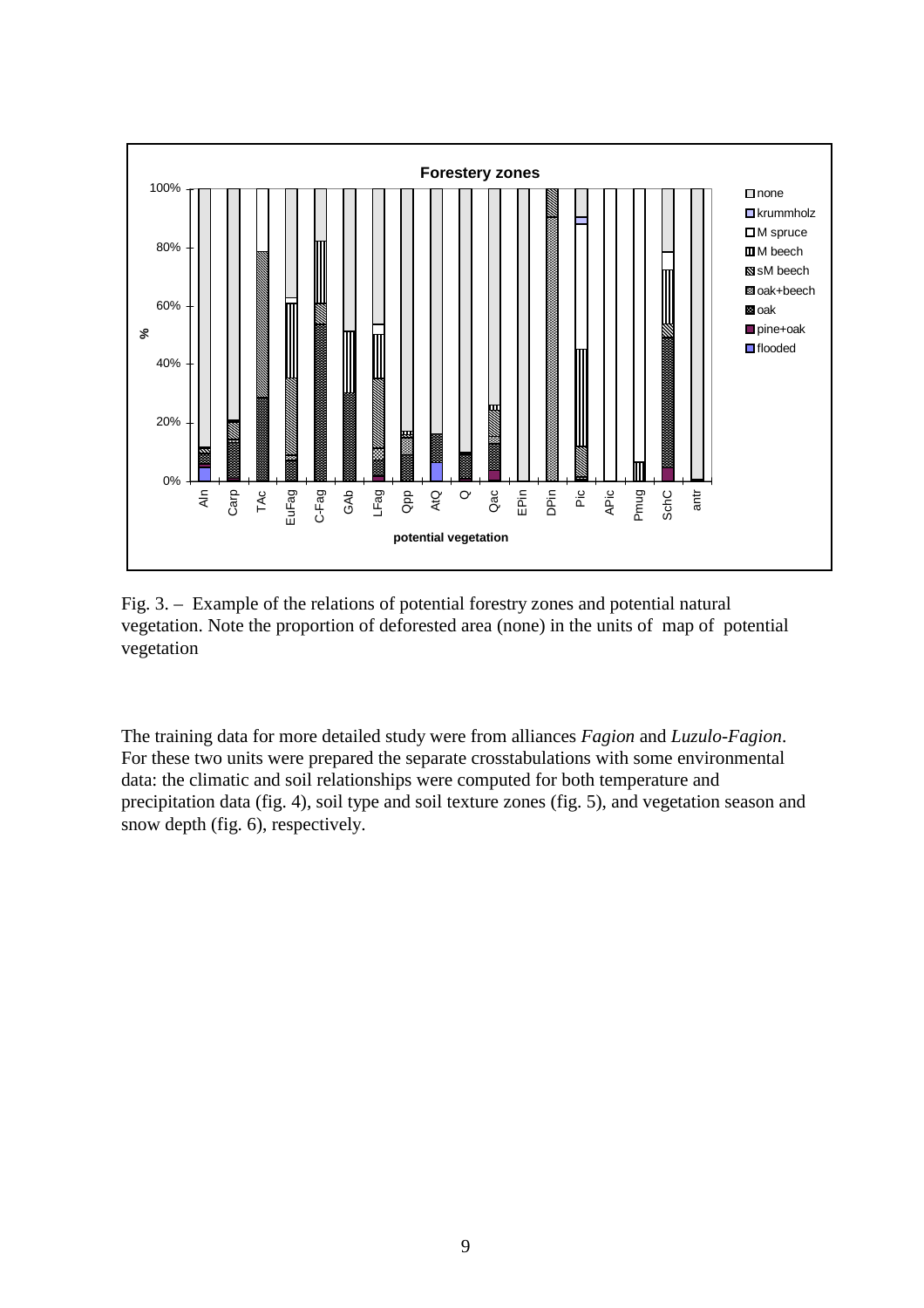Fig. 3. – Example of the relations of potential forestry zones and potential natural vegetation. Note the proportion of deforested area (none) in the units of map of potential vegetation

The training data for more detailed study were from alliances *Fagion* and *Luzulo-Fagion*. For these two units were prepared the separate crosstabulations with some environmental data: the climatic and soil relationships were computed for both temperature and precipitation data (fig. 4), soil type and soil texture zones (fig. 5), and vegetation season and snow depth (fig. 6), respectively.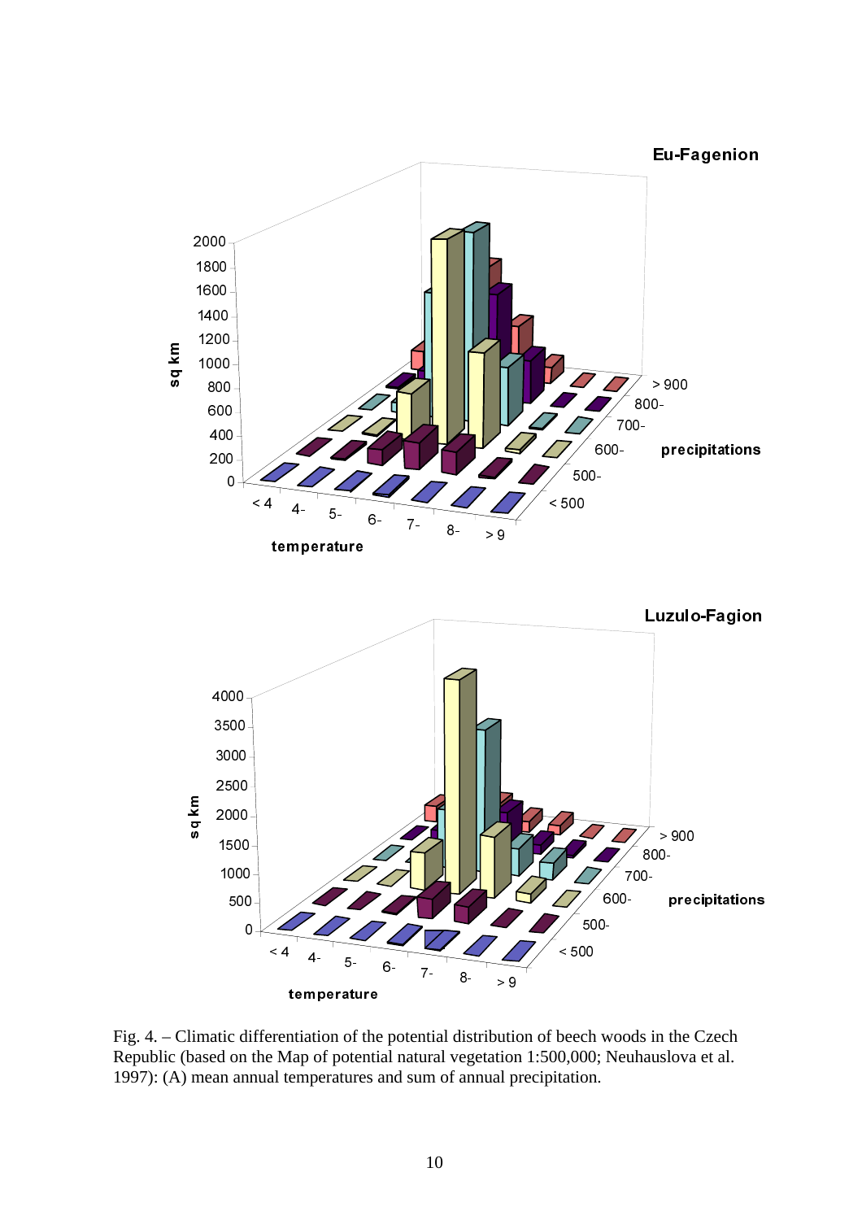Fig. 4. – Climatic differentiation of the potential distribution of beech woods in the Czech Republic (based on the Map of potential natural vegetation 1:500,000; Neuhauslova et al. 1997): (A) mean annual temperatures and sum of annual precipitation.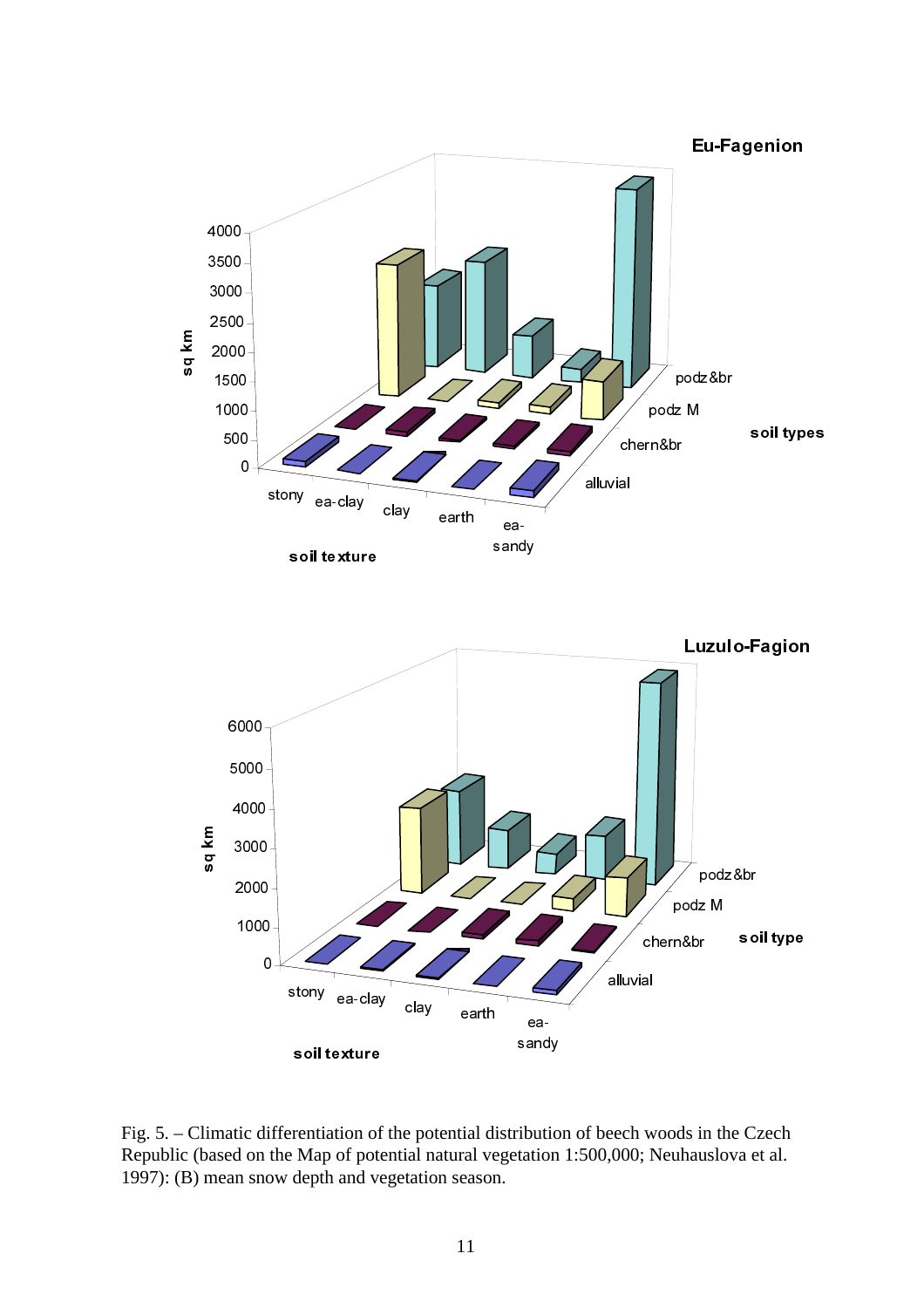Fig. 5. – Climatic differentiation of the potential distribution of beech woods in the Czech Republic (based on the Map of potential natural vegetation 1:500,000; Neuhauslova et al. 1997): (B) mean snow depth and vegetation season.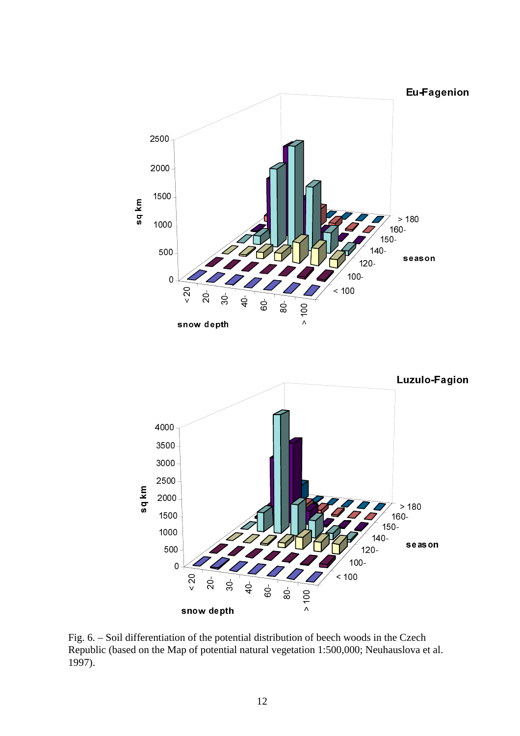Fig. 6. – Soil differentiation of the potential distribution of beech woods in the Czech Republic (based on the Map of potential natural vegetation 1:500,000; Neuhauslova et al. 1997).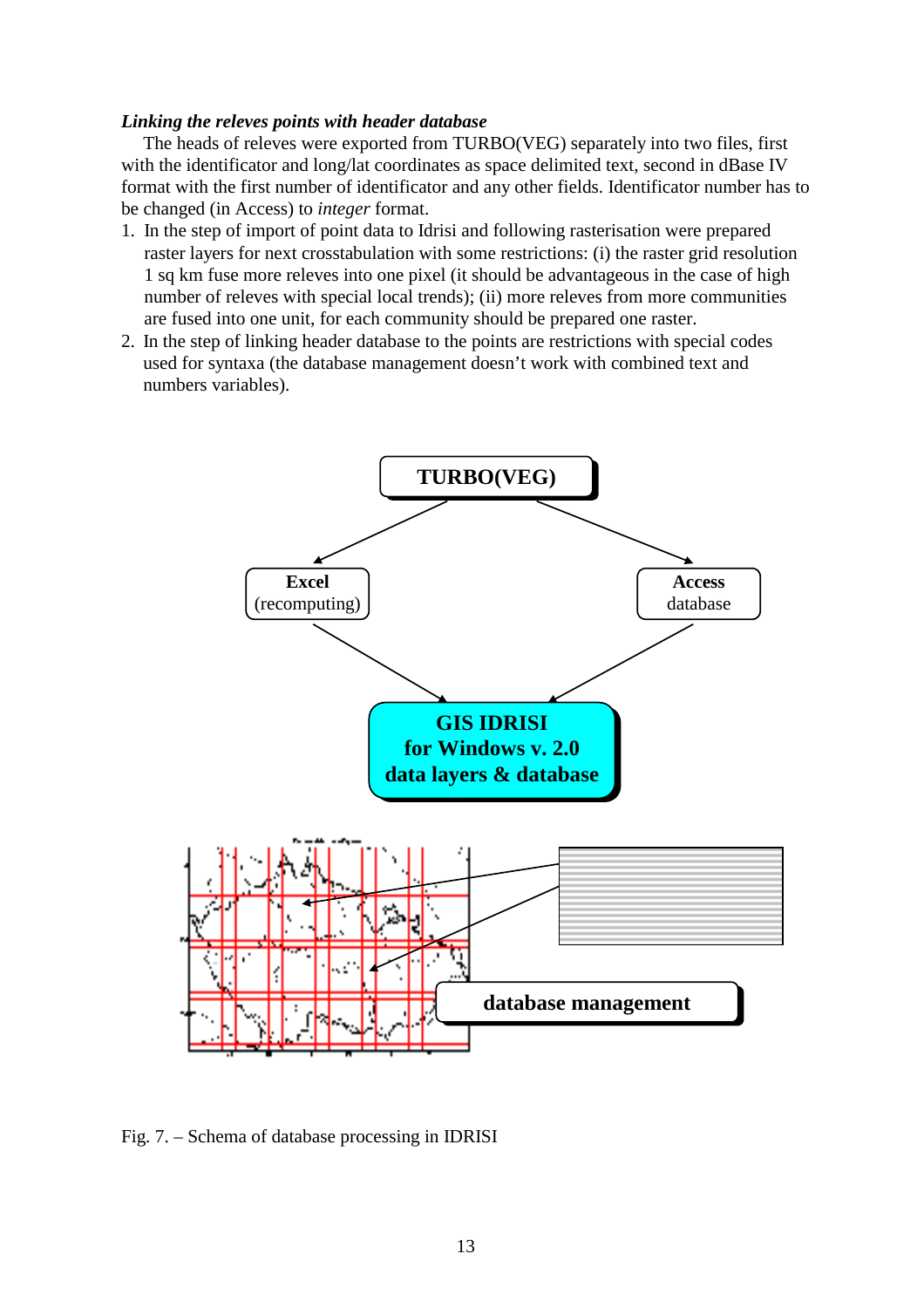***Linking the releves points with header database***

The heads of releves were exported from TURBO(VEG) separately into two files, first with the identificator and long/lat coordinates as space delimited text, second in dBase IV format with the first number of identificator and any other fields. Identificator number has to be changed (in Access) to *integer* format.

1. In the step of import of point data to Idrisi and following rasterisation were prepared raster layers for next crosstabulation with some restrictions: (i) the raster grid resolution 1 sq km fuse more releves into one pixel (it should be advantageous in the case of high number of releves with special local trends); (ii) more releves from more communities are fused into one unit, for each community should be prepared one raster.
2. In the step of linking header database to the points are restrictions with special codes used for syntaxa (the database management doesn't work with combined text and numbers variables).

Fig. 7. – Schema of database processing in IDRISI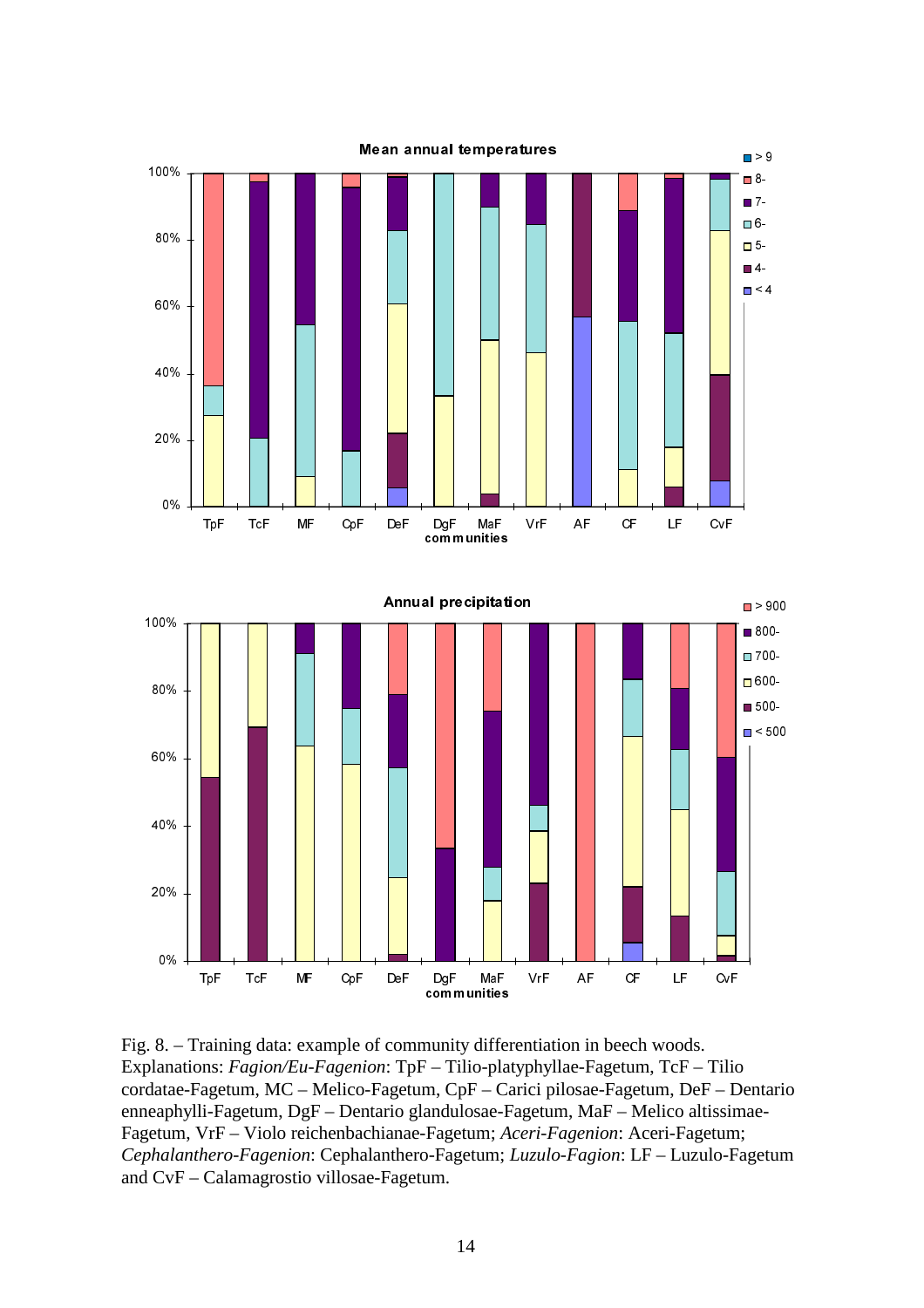Fig. 8. – Training data: example of community differentiation in beech woods. Explanations: *Fagion/Eu-Fagenion*: TpF – Tilio-platyphyllae-Fagetum, TcF – Tilio cordatae-Fagetum, MC – Melico-Fagetum, CpF – Carici pilosae-Fagetum, DeF – Dentario enneaphylli-Fagetum, DgF – Dentario glandulosae-Fagetum, MaF – Melico altissimae-Fagetum, VrF – Violo reichenbachianae-Fagetum; *Aceri-Fagenion*: Aceri-Fagetum; *Cephalanthero-Fagenion*: Cephalanthero-Fagetum; *Luzulo-Fagion*: LF – Luzulo-Fagetum and CvF – Calamagrostio villosae-Fagetum.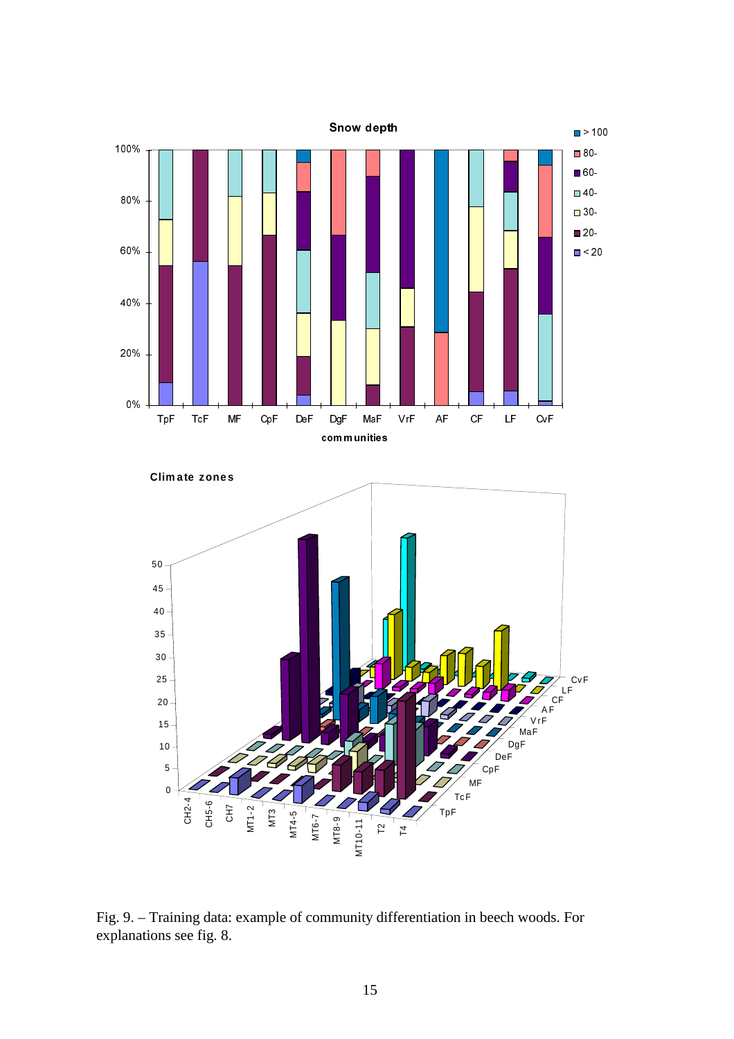Fig. 9. – Training data: example of community differentiation in beech woods. For explanations see fig. 8.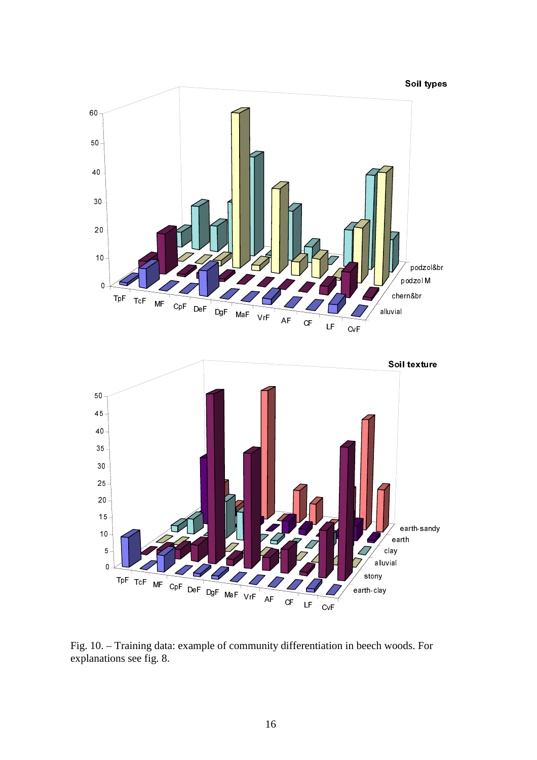Fig. 10. – Training data: example of community differentiation in beech woods. For explanations see fig. 8.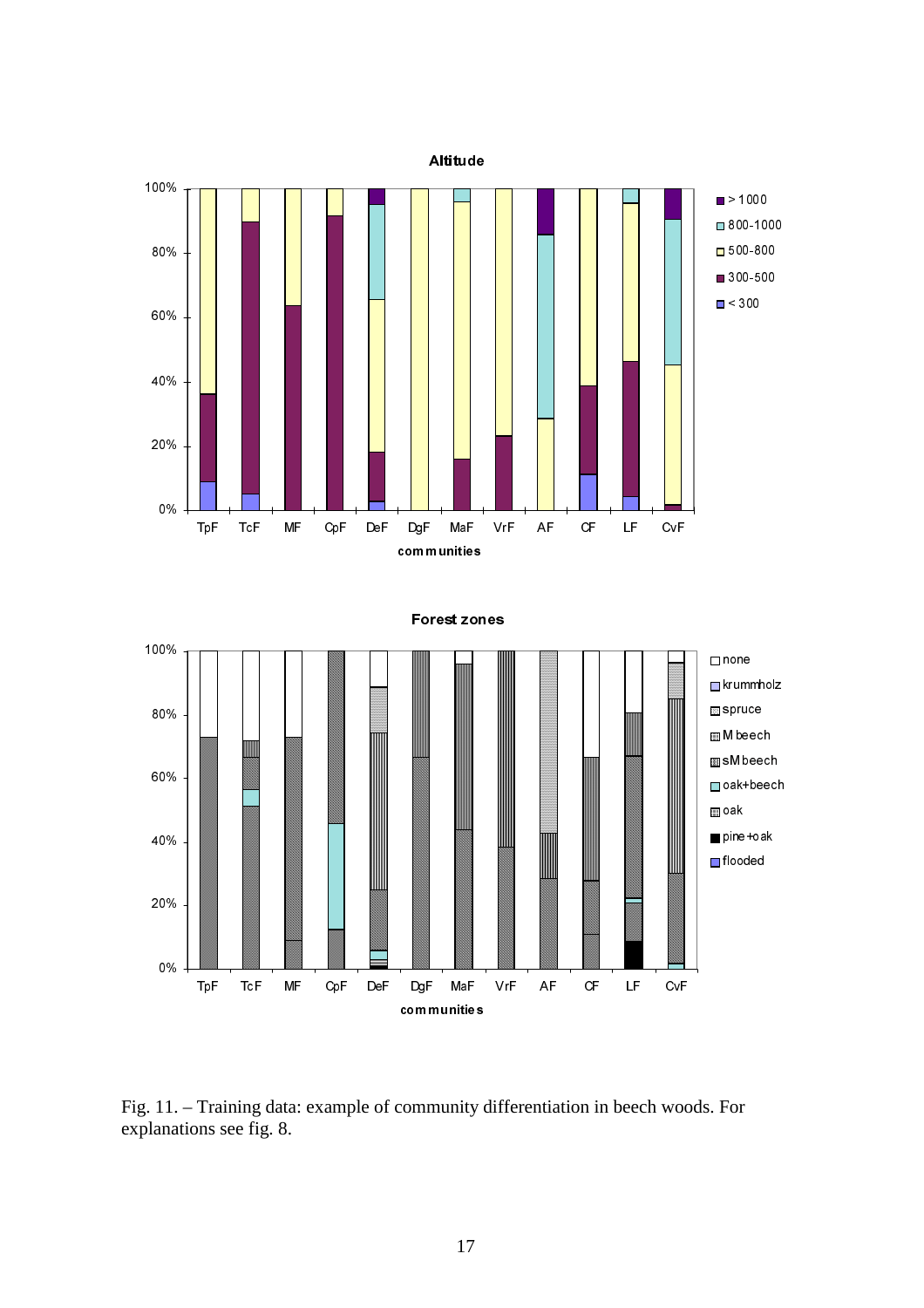Fig. 11. – Training data: example of community differentiation in beech woods. For explanations see fig. 8.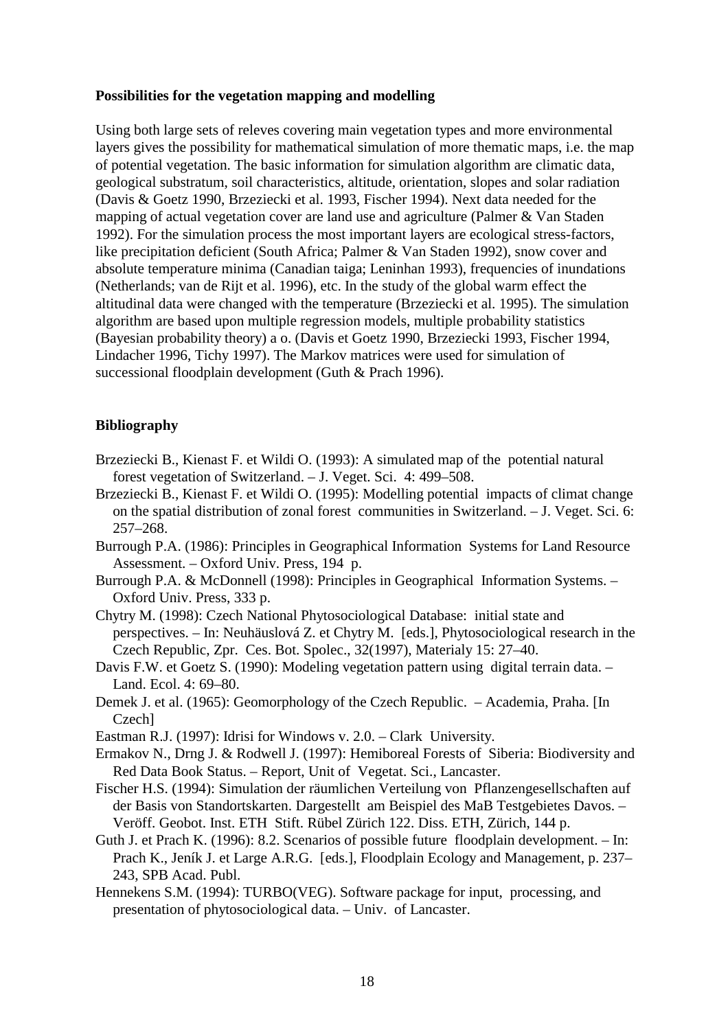**Possibilities for the vegetation mapping and modelling**

Using both large sets of releves covering main vegetation types and more environmental layers gives the possibility for mathematical simulation of more thematic maps, i.e. the map of potential vegetation. The basic information for simulation algorithm are climatic data, geological substratum, soil characteristics, altitude, orientation, slopes and solar radiation (Davis & Goetz 1990, Brzeziecki et al. 1993, Fischer 1994). Next data needed for the mapping of actual vegetation cover are land use and agriculture (Palmer & Van Staden 1992). For the simulation process the most important layers are ecological stress-factors, like precipitation deficient (South Africa; Palmer & Van Staden 1992), snow cover and absolute temperature minima (Canadian taiga; Leninhan 1993), frequencies of inundations (Netherlands; van de Rijt et al. 1996), etc. In the study of the global warm effect the altitudinal data were changed with the temperature (Brzeziecki et al. 1995). The simulation algorithm are based upon multiple regression models, multiple probability statistics (Bayesian probability theory) a o. (Davis et Goetz 1990, Brzeziecki 1993, Fischer 1994, Lindacher 1996, Tichy 1997). The Markov matrices were used for simulation of successional floodplain development (Guth & Prach 1996).

**Bibliography**

Brzeziecki B., Kienast F. et Wildi O. (1993): A simulated map of the potential natural forest vegetation of Switzerland. – J. Veget. Sci. 4: 499–508.

Brzeziecki B., Kienast F. et Wildi O. (1995): Modelling potential impacts of climat change on the spatial distribution of zonal forest communities in Switzerland. – J. Veget. Sci. 6: 257–268.

Burrough P.A. (1986): Principles in Geographical Information Systems for Land Resource Assessment. – Oxford Univ. Press, 194 p.

Burrough P.A. & McDonnell (1998): Principles in Geographical Information Systems. – Oxford Univ. Press, 333 p.

Chytry M. (1998): Czech National Phytosociological Database: initial state and perspectives. – In: Neuhäuslová Z. et Chytry M. [eds.], Phytosociological research in the Czech Republic, Zpr. Ces. Bot. Spolec., 32(1997), Materialy 15: 27–40.

Davis F.W. et Goetz S. (1990): Modeling vegetation pattern using digital terrain data. – Land. Ecol. 4: 69–80.

Demek J. et al. (1965): Geomorphology of the Czech Republic. – Academia, Praha. [In Czech]

Eastman R.J. (1997): Idrisi for Windows v. 2.0. – Clark University.

Ermakov N., Drng J. & Rodwell J. (1997): Hemiboreal Forests of Siberia: Biodiversity and Red Data Book Status. – Report, Unit of Vegetat. Sci., Lancaster.

Fischer H.S. (1994): Simulation der räumlichen Verteilung von Pflanzengesellschaften auf der Basis von Standortskarten. Dargestellt am Beispiel des MaB Testgebietes Davos. – Veröff. Geobot. Inst. ETH Stift. Rübel Zürich 122. Diss. ETH, Zürich, 144 p.

Guth J. et Prach K. (1996): 8.2. Scenarios of possible future floodplain development. – In: Prach K., Jeník J. et Large A.R.G. [eds.], Floodplain Ecology and Management, p. 237–243, SPB Acad. Publ.

Hennekens S.M. (1994): TURBO(VEG). Software package for input, processing, and presentation of phytosociological data. – Univ. of Lancaster.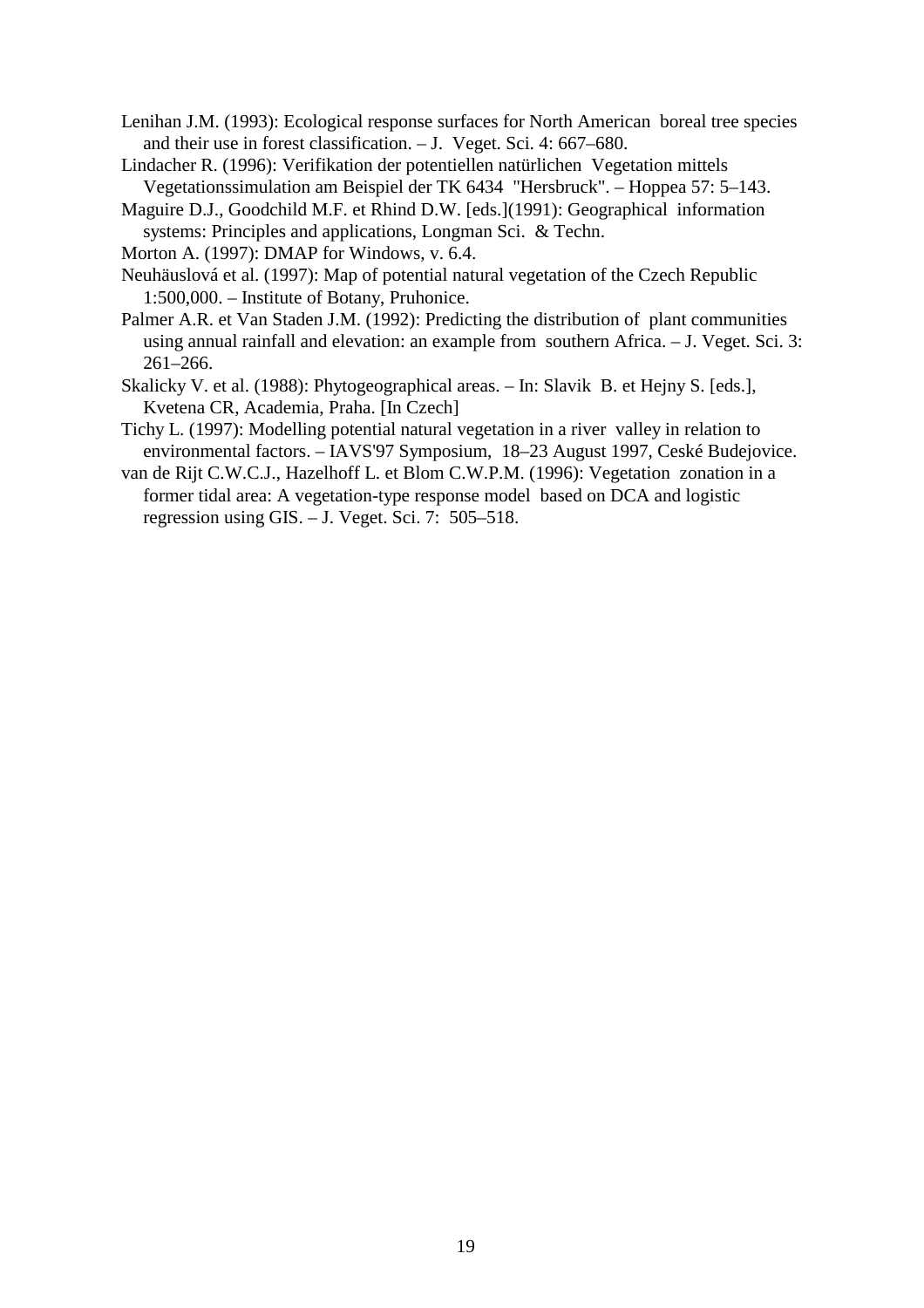Lenihan J.M. (1993): Ecological response surfaces for North American boreal tree species and their use in forest classification. – J. Veget. Sci. 4: 667–680.

Lindacher R. (1996): Verifikation der potentiellen natürlichen Vegetation mittels Vegetationssimulation am Beispiel der TK 6434 "Hersbruck". – Hoppea 57: 5–143.

Maguire D.J., Goodchild M.F. et Rhind D.W. [eds.](1991): Geographical information systems: Principles and applications, Longman Sci. & Techn.

Morton A. (1997): DMAP for Windows, v. 6.4.

Neuhäuslová et al. (1997): Map of potential natural vegetation of the Czech Republic 1:500,000. – Institute of Botany, Pruhonice.

Palmer A.R. et Van Staden J.M. (1992): Predicting the distribution of plant communities using annual rainfall and elevation: an example from southern Africa. – J. Veget. Sci. 3: 261–266.

Skalicky V. et al. (1988): Phytogeographical areas. – In: Slavik B. et Hejny S. [eds.], Kvetena CR, Academia, Praha. [In Czech]

Tichy L. (1997): Modelling potential natural vegetation in a river valley in relation to environmental factors. – IAVS'97 Symposium, 18–23 August 1997, Ceské Budejovice.

van de Rijt C.W.C.J., Hazelhoff L. et Blom C.W.P.M. (1996): Vegetation zonation in a former tidal area: A vegetation-type response model based on DCA and logistic regression using GIS. – J. Veget. Sci. 7: 505–518.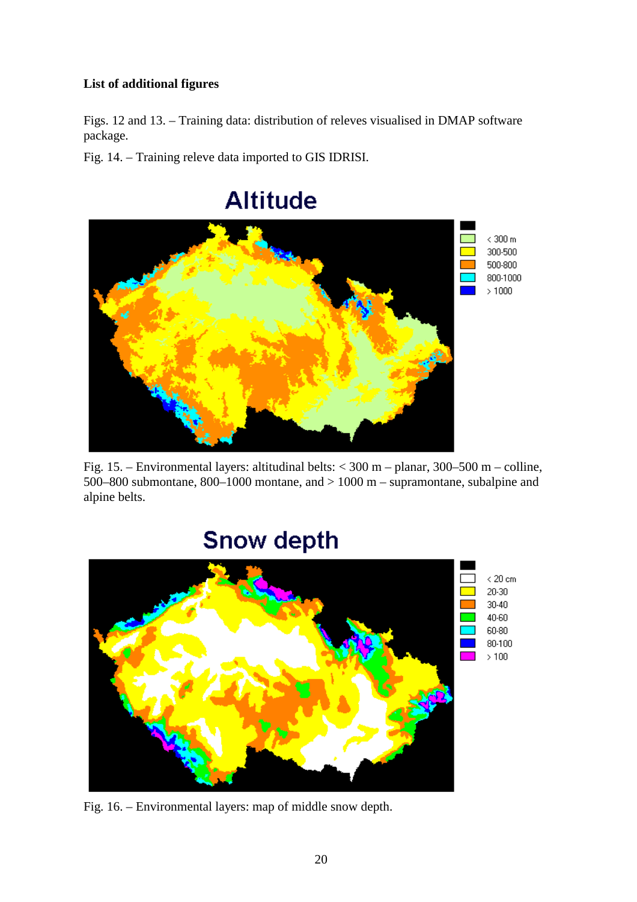**List of additional figures**

Figs. 12 and 13. – Training data: distribution of releves visualised in DMAP software package.

Fig. 14. – Training releve data imported to GIS IDRISI.

Fig. 15. – Environmental layers: altitudinal belts: < 300 m – planar, 300–500 m – colline, 500–800 submontane, 800–1000 montane, and > 1000 m – supramontane, subalpine and alpine belts.

Fig. 16. – Environmental layers: map of middle snow depth.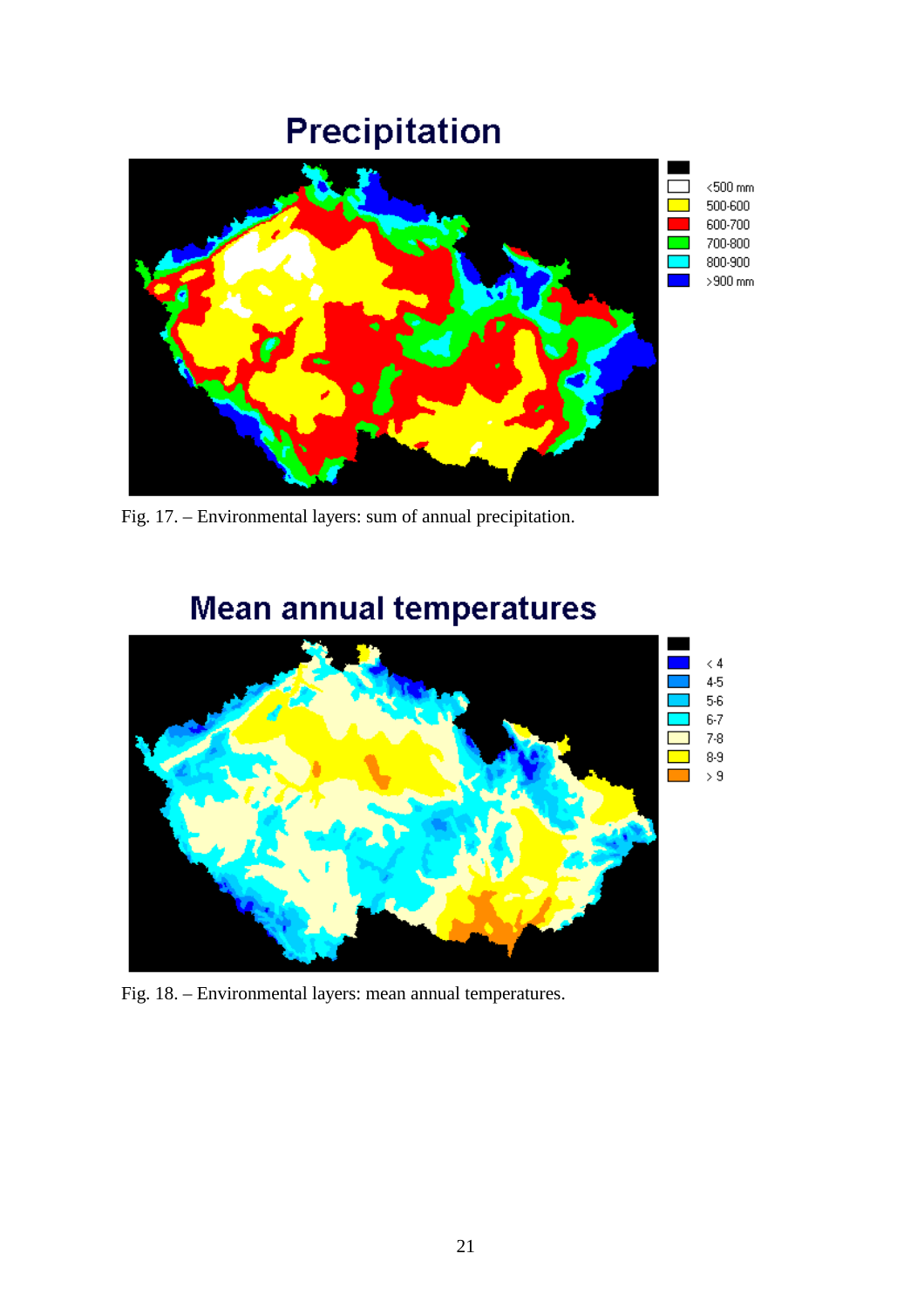Fig. 17. – Environmental layers: sum of annual precipitation.

Fig. 18. – Environmental layers: mean annual temperatures.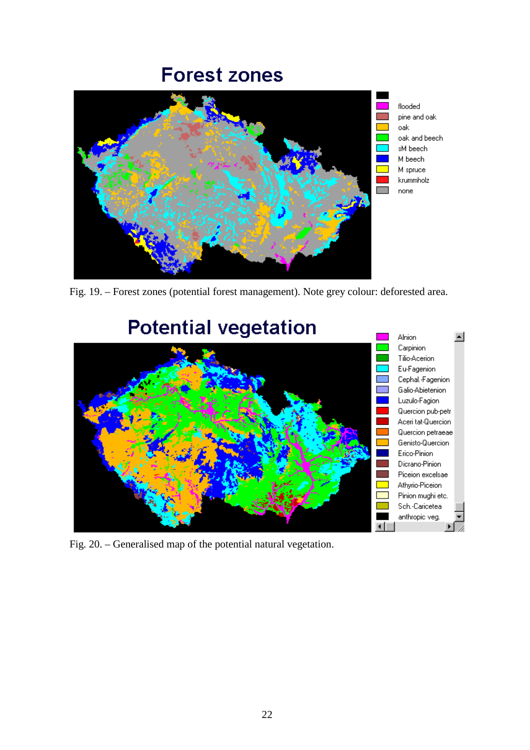Forest zones

flooded
pine and oak
oak
oak and beech
sM beech
M beech
M spruce
krummholz
none

Fig. 19. – Forest zones (potential forest management). Note grey colour: deforested area.

Potential vegetation

Alnion
Carpinion
Tilio-Acerion
Eu-Fagenion
Cephal.-Fagenion
Galio-Abietenion
Luzulo-Fagion
Quercion pub-petr
Aceri tat-Quercion
Quercion petraeae
Genisto-Quercion
Erico-Pinion
Dicrano-Pinion
Piceion excelsae
Athyrio-Piceion
Pinion mughi etc.
Sch.-Caricetea
anthropic veg.

Fig. 20. – Generalised map of the potential natural vegetation.